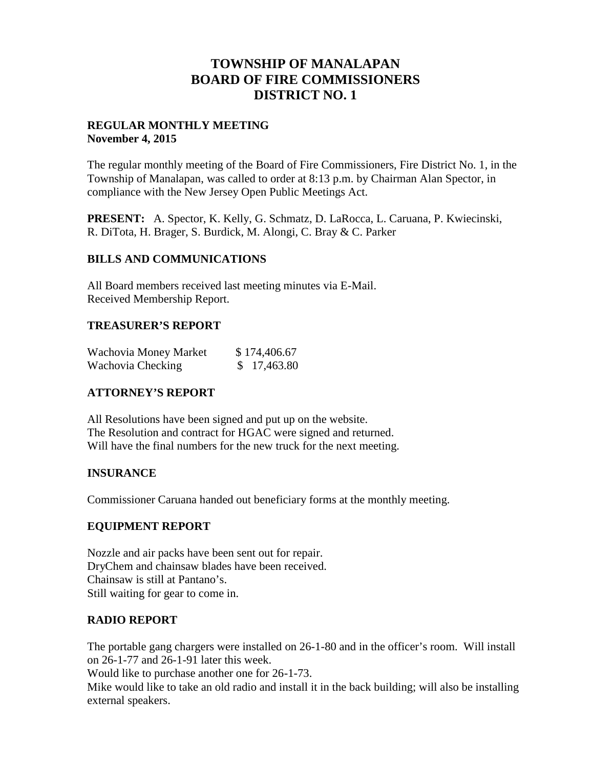# TOWNSHIP OF MANALAPAN
# BOARD OF FIRE COMMISSIONERS
# DISTRICT NO. 1

**REGULAR MONTHLY MEETING**
**November 4, 2015**

The regular monthly meeting of the Board of Fire Commissioners, Fire District No. 1, in the Township of Manalapan, was called to order at 8:13 p.m. by Chairman Alan Spector, in compliance with the New Jersey Open Public Meetings Act.

**PRESENT:** A. Spector, K. Kelly, G. Schmatz, D. LaRocca, L. Caruana, P. Kwiecinski, R. DiTota, H. Brager, S. Burdick, M. Alongi, C. Bray & C. Parker

## BILLS AND COMMUNICATIONS

All Board members received last meeting minutes via E-Mail.
Received Membership Report.

## TREASURER'S REPORT

| | |
|---|---|
| Wachovia Money Market | $ 174,406.67 |
| Wachovia Checking | $ 17,463.80 |

## ATTORNEY'S REPORT

All Resolutions have been signed and put up on the website.
The Resolution and contract for HGAC were signed and returned.
Will have the final numbers for the new truck for the next meeting.

## INSURANCE

Commissioner Caruana handed out beneficiary forms at the monthly meeting.

## EQUIPMENT REPORT

Nozzle and air packs have been sent out for repair.
DryChem and chainsaw blades have been received.
Chainsaw is still at Pantano's.
Still waiting for gear to come in.

## RADIO REPORT

The portable gang chargers were installed on 26-1-80 and in the officer's room. Will install on 26-1-77 and 26-1-91 later this week.
Would like to purchase another one for 26-1-73.
Mike would like to take an old radio and install it in the back building; will also be installing external speakers.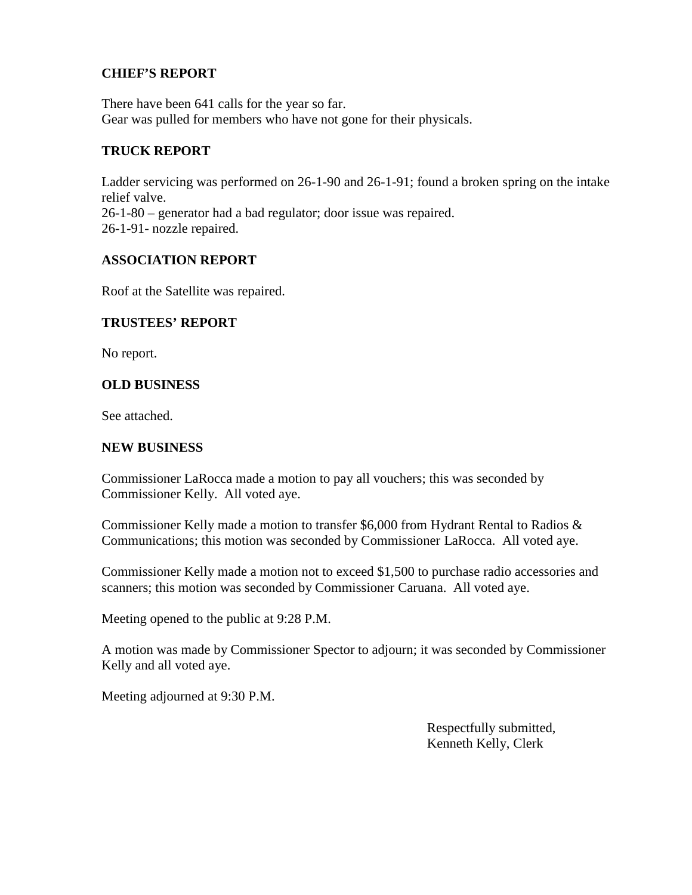### CHIEF'S REPORT

There have been 641 calls for the year so far.
Gear was pulled for members who have not gone for their physicals.

### TRUCK REPORT

Ladder servicing was performed on 26-1-90 and 26-1-91; found a broken spring on the intake relief valve.
26-1-80 – generator had a bad regulator; door issue was repaired.
26-1-91- nozzle repaired.

### ASSOCIATION REPORT

Roof at the Satellite was repaired.

### TRUSTEES' REPORT

No report.

### OLD BUSINESS

See attached.

### NEW BUSINESS

Commissioner LaRocca made a motion to pay all vouchers; this was seconded by Commissioner Kelly. All voted aye.

Commissioner Kelly made a motion to transfer $6,000 from Hydrant Rental to Radios & Communications; this motion was seconded by Commissioner LaRocca. All voted aye.

Commissioner Kelly made a motion not to exceed $1,500 to purchase radio accessories and scanners; this motion was seconded by Commissioner Caruana. All voted aye.

Meeting opened to the public at 9:28 P.M.

A motion was made by Commissioner Spector to adjourn; it was seconded by Commissioner Kelly and all voted aye.

Meeting adjourned at 9:30 P.M.

Respectfully submitted,
Kenneth Kelly, Clerk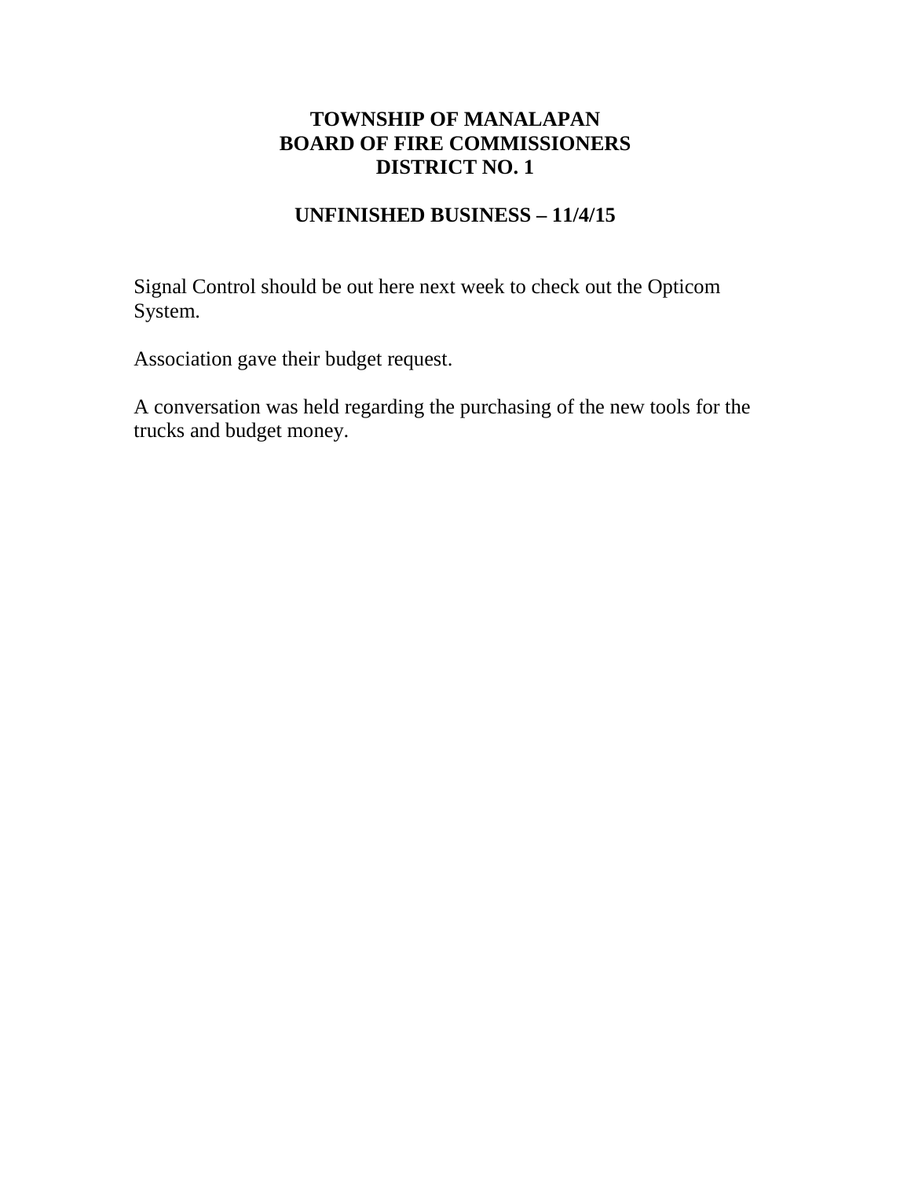# TOWNSHIP OF MANALAPAN
# BOARD OF FIRE COMMISSIONERS
# DISTRICT NO. 1

## UNFINISHED BUSINESS – 11/4/15

Signal Control should be out here next week to check out the Opticom System.

Association gave their budget request.

A conversation was held regarding the purchasing of the new tools for the trucks and budget money.